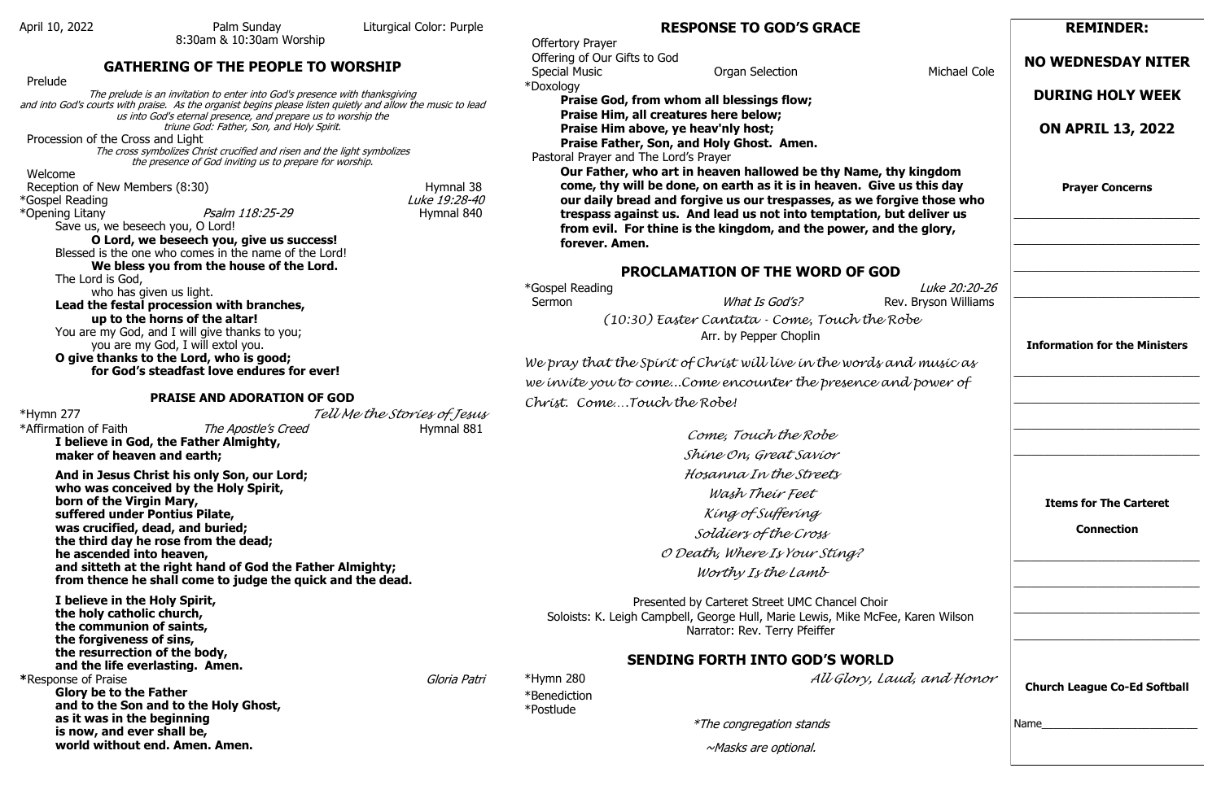April 10, 2022 | Palm Sunday | Liturgical Color: Purple

8:30am & 10:30am Worship

## GATHERING OF THE PEOPLE TO WORSHIP

Prelude

*The prelude is an invitation to enter into God's presence with thanksgiving and into God's courts with praise. As the organist begins please listen quietly and allow the music to lead us into God's eternal presence, and prepare us to worship the triune God: Father, Son, and Holy Spirit.*

Procession of the Cross and Light

*The cross symbolizes Christ crucified and risen and the light symbolizes the presence of God inviting us to prepare for worship.*

Welcome

Reception of New Members (8:30) — Hymnal 38

*Gospel Reading — *Luke 19:28-40*

*Opening Litany — *Psalm 118:25-29* — Hymnal 840

Save us, we beseech you, O Lord!

**O Lord, we beseech you, give us success!**

Blessed is the one who comes in the name of the Lord!

**We bless you from the house of the Lord.**

The Lord is God,
who has given us light.

**Lead the festal procession with branches,
up to the horns of the altar!**

You are my God, and I will give thanks to you;
you are my God, I will extol you.

**O give thanks to the Lord, who is good;
for God's steadfast love endures for ever!**

### PRAISE AND ADORATION OF GOD

*Hymn 277 — *Tell Me the Stories of Jesus*

*Affirmation of Faith — *The Apostle's Creed* — Hymnal 881

**I believe in God, the Father Almighty,
maker of heaven and earth;**

**And in Jesus Christ his only Son, our Lord;
who was conceived by the Holy Spirit,
born of the Virgin Mary,
suffered under Pontius Pilate,
was crucified, dead, and buried;
the third day he rose from the dead;
he ascended into heaven,
and sitteth at the right hand of God the Father Almighty;
from thence he shall come to judge the quick and the dead.**

**I believe in the Holy Spirit,
the holy catholic church,
the communion of saints,
the forgiveness of sins,
the resurrection of the body,
and the life everlasting. Amen.**

*Response of Praise — *Gloria Patri*

**Glory be to the Father
and to the Son and to the Holy Ghost,
as it was in the beginning
is now, and ever shall be,
world without end. Amen. Amen.**

## RESPONSE TO GOD'S GRACE

Offertory Prayer

Offering of Our Gifts to God

Special Music — Organ Selection — Michael Cole

*Doxology

**Praise God, from whom all blessings flow;
Praise Him, all creatures here below;
Praise Him above, ye heav'nly host;
Praise Father, Son, and Holy Ghost. Amen.**

Pastoral Prayer and The Lord's Prayer

**Our Father, who art in heaven hallowed be thy Name, thy kingdom come, thy will be done, on earth as it is in heaven. Give us this day our daily bread and forgive us our trespasses, as we forgive those who trespass against us. And lead us not into temptation, but deliver us from evil. For thine is the kingdom, and the power, and the glory, forever. Amen.**

## PROCLAMATION OF THE WORD OF GOD

*Gospel Reading — *Luke 20:20-26*

Sermon — *What Is God's?* — Rev. Bryson Williams

*(10:30) Easter Cantata - Come, Touch the Robe*

Arr. by Pepper Choplin

*We pray that the Spirit of Christ will live in the words and music as we invite you to come...Come encounter the presence and power of Christ. Come....Touch the Robe!*

*Come, Touch the Robe*
*Shine On, Great Savior*
*Hosanna In the Streets*
*Wash Their Feet*
*King of Suffering*
*Soldiers of the Cross*
*O Death, Where Is Your Sting?*
*Worthy Is the Lamb*

Presented by Carteret Street UMC Chancel Choir

Soloists: K. Leigh Campbell, George Hull, Marie Lewis, Mike McFee, Karen Wilson

Narrator: Rev. Terry Pfeiffer

## SENDING FORTH INTO GOD'S WORLD

*Hymn 280 — *All Glory, Laud, and Honor*

*Benediction

*Postlude

*\*The congregation stands*

*~Masks are optional.*

## REMINDER:

## NO WEDNESDAY NITER DURING HOLY WEEK ON APRIL 13, 2022

**Prayer Concerns**

\_\_\_\_\_\_\_\_\_\_\_\_\_\_\_\_\_\_\_\_\_\_\_\_\_\_\_\_

\_\_\_\_\_\_\_\_\_\_\_\_\_\_\_\_\_\_\_\_\_\_\_\_\_\_\_\_

\_\_\_\_\_\_\_\_\_\_\_\_\_\_\_\_\_\_\_\_\_\_\_\_\_\_\_\_

\_\_\_\_\_\_\_\_\_\_\_\_\_\_\_\_\_\_\_\_\_\_\_\_\_\_\_\_

**Information for the Ministers**

\_\_\_\_\_\_\_\_\_\_\_\_\_\_\_\_\_\_\_\_\_\_\_\_\_\_\_\_

\_\_\_\_\_\_\_\_\_\_\_\_\_\_\_\_\_\_\_\_\_\_\_\_\_\_\_\_

\_\_\_\_\_\_\_\_\_\_\_\_\_\_\_\_\_\_\_\_\_\_\_\_\_\_\_\_

\_\_\_\_\_\_\_\_\_\_\_\_\_\_\_\_\_\_\_\_\_\_\_\_\_\_\_\_

**Items for The Carteret Connection**

\_\_\_\_\_\_\_\_\_\_\_\_\_\_\_\_\_\_\_\_\_\_\_\_\_\_\_\_

\_\_\_\_\_\_\_\_\_\_\_\_\_\_\_\_\_\_\_\_\_\_\_\_\_\_\_\_

\_\_\_\_\_\_\_\_\_\_\_\_\_\_\_\_\_\_\_\_\_\_\_\_\_\_\_\_

\_\_\_\_\_\_\_\_\_\_\_\_\_\_\_\_\_\_\_\_\_\_\_\_\_\_\_\_

**Church League Co-Ed Softball**

Name\_\_\_\_\_\_\_\_\_\_\_\_\_\_\_\_\_\_\_\_\_\_\_\_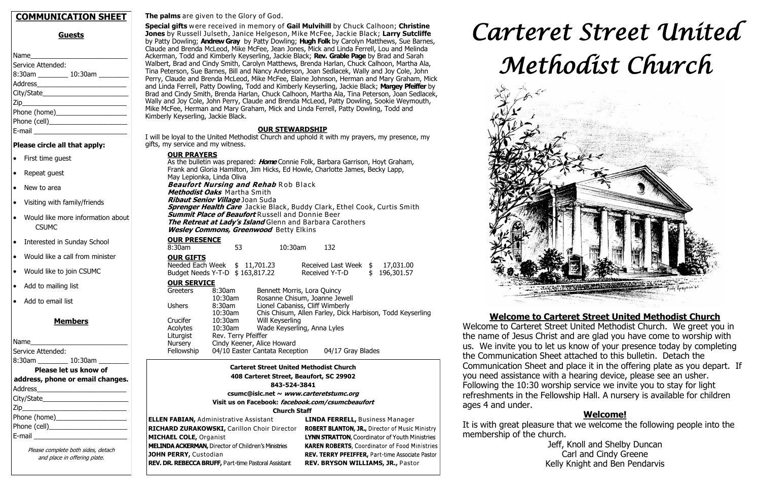## COMMUNICATION SHEET

### Guests

Name\_\_\_\_\_\_\_\_\_\_\_\_\_\_\_\_\_\_\_\_\_\_\_\_\_\_

Service Attended:

8:30am \_\_\_\_\_\_\_\_ 10:30am \_\_\_\_\_\_\_\_

Address\_\_\_\_\_\_\_\_\_\_\_\_\_\_\_\_\_\_\_\_\_\_\_\_

City/State\_\_\_\_\_\_\_\_\_\_\_\_\_\_\_\_\_\_\_\_\_\_

Zip\_\_\_\_\_\_\_\_\_\_\_\_\_\_\_\_\_\_\_\_\_\_\_\_\_\_\_\_

Phone (home)\_\_\_\_\_\_\_\_\_\_\_\_\_\_\_\_\_\_\_

Phone (cell)\_\_\_\_\_\_\_\_\_\_\_\_\_\_\_\_\_\_\_\_

E-mail \_\_\_\_\_\_\_\_\_\_\_\_\_\_\_\_\_\_\_\_\_\_\_\_\_

**Please circle all that apply:**

- First time guest
- Repeat guest
- New to area
- Visiting with family/friends
- Would like more information about CSUMC
- Interested in Sunday School
- Would like a call from minister
- Would like to join CSUMC
- Add to mailing list
- Add to email list

### Members

Name\_\_\_\_\_\_\_\_\_\_\_\_\_\_\_\_\_\_\_\_\_\_\_\_\_\_

Service Attended:

8:30am \_\_\_\_\_\_\_\_ 10:30am \_\_\_\_\_\_\_\_

**Please let us know of address, phone or email changes.**

Address\_\_\_\_\_\_\_\_\_\_\_\_\_\_\_\_\_\_\_\_\_\_\_\_

City/State\_\_\_\_\_\_\_\_\_\_\_\_\_\_\_\_\_\_\_\_\_\_

Zip\_\_\_\_\_\_\_\_\_\_\_\_\_\_\_\_\_\_\_\_\_\_\_\_\_\_\_\_

Phone (home)\_\_\_\_\_\_\_\_\_\_\_\_\_\_\_\_\_\_\_

Phone (cell)\_\_\_\_\_\_\_\_\_\_\_\_\_\_\_\_\_\_\_\_

E-mail \_\_\_\_\_\_\_\_\_\_\_\_\_\_\_\_\_\_\_\_\_\_\_\_\_

*Please complete both sides, detach and place in offering plate.*

**The palms** are given to the Glory of God.

**Special gifts** were received in memory of **Gail Mulvihill** by Chuck Calhoon; **Christine Jones** by Russell Julseth, Janice Helgeson, Mike McFee, Jackie Black; **Larry Sutcliffe** by Patty Dowling; **Andrew Gray** by Patty Dowling; **Hugh Folk** by Carolyn Matthews, Sue Barnes, Claude and Brenda McLeod, Mike McFee, Jean Jones, Mick and Linda Ferrell, Lou and Melinda Ackerman, Todd and Kimberly Keyserling, Jackie Black; **Rev. Grable Page** by Brad and Sarah Walbert, Brad and Cindy Smith, Carolyn Matthews, Brenda Harlan, Chuck Calhoon, Martha Ala, Tina Peterson, Sue Barnes, Bill and Nancy Anderson, Joan Sedlacek, Wally and Joy Cole, John Perry, Claude and Brenda McLeod, Mike McFee, Elaine Johnson, Herman and Mary Graham, Mick and Linda Ferrell, Patty Dowling, Todd and Kimberly Keyserling, Jackie Black; **Margey Pfeiffer** by Brad and Cindy Smith, Brenda Harlan, Chuck Calhoon, Martha Ala, Tina Peterson, Joan Sedlacek, Wally and Joy Cole, John Perry, Claude and Brenda McLeod, Patty Dowling, Sookie Weymouth, Mike McFee, Herman and Mary Graham, Mick and Linda Ferrell, Patty Dowling, Todd and Kimberly Keyserling, Jackie Black.

### OUR STEWARDSHIP

I will be loyal to the United Methodist Church and uphold it with my prayers, my presence, my gifts, my service and my witness.

**OUR PRAYERS**

As the bulletin was prepared: ***Home*** Connie Folk, Barbara Garrison, Hoyt Graham, Frank and Gloria Hamilton, Jim Hicks, Ed Howle, Charlotte James, Becky Lapp, May Lepionka, Linda Oliva

***Beaufort Nursing and Rehab*** Rob Black

***Methodist Oaks*** Martha Smith

***Ribaut Senior Village*** Joan Suda

***Sprenger Health Care*** Jackie Black, Buddy Clark, Ethel Cook, Curtis Smith

***Summit Place of Beaufort*** Russell and Donnie Beer

***The Retreat at Lady's Island*** Glenn and Barbara Carothers

***Wesley Commons, Greenwood*** Betty Elkins

**OUR PRESENCE**

8:30am 53 10:30am 132

**OUR GIFTS**

| | | | |
|---|---|---|---|
| Needed Each Week | $ 11,701.23 | Received Last Week | $ 17,031.00 |
| Budget Needs Y-T-D | $ 163,817.22 | Received Y-T-D | $ 196,301.57 |

**OUR SERVICE**

| | | |
|---|---|---|
| Greeters | 8:30am | Bennett Morris, Lora Quincy |
| | 10:30am | Rosanne Chisum, Joanne Jewell |
| Ushers | 8:30am | Lionel Cabaniss, Cliff Wimberly |
| | 10:30am | Chis Chisum, Allen Farley, Dick Harbison, Todd Keyserling |
| Crucifer | 10:30am | Will Keyserling |
| Acolytes | 10:30am | Wade Keyserling, Anna Lyles |
| Liturgist | Rev. Terry Pfeiffer | |
| Nursery | Cindy Keener, Alice Howard | |
| Fellowship | 04/10 Easter Cantata Reception | 04/17 Gray Blades |

**Carteret Street United Methodist Church**
**408 Carteret Street, Beaufort, SC 29902**
**843-524-3841**
**csumc@islc.net ~ *www.carteretstumc.org***
**Visit us on Facebook: *facebook.com/csumcbeaufort***

**Church Staff**

| | |
|---|---|
| **ELLEN FABIAN,** Administrative Assistant | **LINDA FERRELL,** Business Manager |
| **RICHARD ZURAKOWSKI,** Carillon Choir Director | **ROBERT BLANTON, JR.,** Director of Music Ministry |
| **MICHAEL COLE,** Organist | **LYNN STRATTON**, Coordinator of Youth Ministries |
| **MELINDA ACKERMAN,** Director of Children's Ministries | **KAREN ROBERTS**, Coordinator of Food Ministries |
| **JOHN PERRY,** Custodian | **REV. TERRY PFEIFFER,** Part-time Associate Pastor |
| **REV. DR. REBECCA BRUFF,** Part-time Pastoral Assistant | **REV. BRYSON WILLIAMS, JR.,** Pastor |

# *Carteret Street United Methodist Church*

## Welcome to Carteret Street United Methodist Church

Welcome to Carteret Street United Methodist Church. We greet you in the name of Jesus Christ and are glad you have come to worship with us. We invite you to let us know of your presence today by completing the Communication Sheet attached to this bulletin. Detach the Communication Sheet and place it in the offering plate as you depart. If you need assistance with a hearing device, please see an usher. Following the 10:30 worship service we invite you to stay for light refreshments in the Fellowship Hall. A nursery is available for children ages 4 and under.

## Welcome!

It is with great pleasure that we welcome the following people into the membership of the church.

Jeff, Knoll and Shelby Duncan
Carl and Cindy Greene
Kelly Knight and Ben Pendarvis